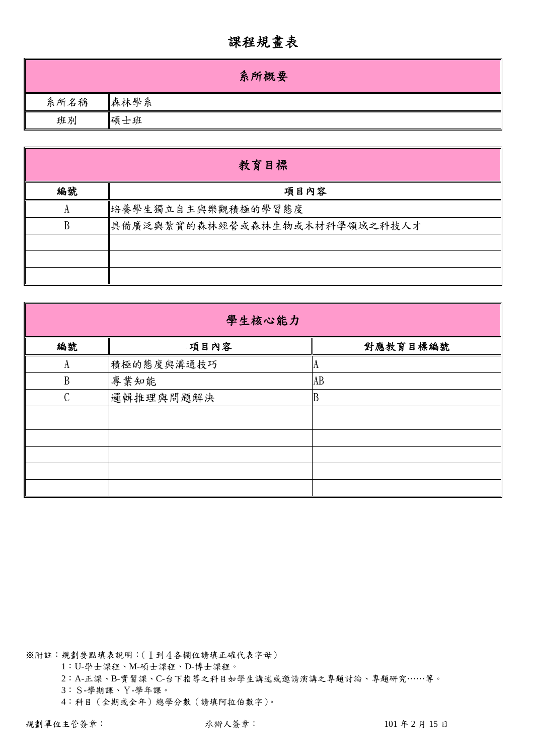# 課程規畫表

| 系所概要 | |
|---|---|
| 系所名稱 | 森林學系 |
| 班別 | 碩士班 |

| 教育目標 | |
|---|---|
| 編號 | 項目內容 |
| A | 培養學生獨立自主與樂觀積極的學習態度 |
| B | 具備廣泛與紮實的森林經營或森林生物或木材科學領域之科技人才 |
| | |
| | |
| | |

| 學生核心能力 | | |
|---|---|---|
| 編號 | 項目內容 | 對應教育目標編號 |
| A | 積極的態度與溝通技巧 | A |
| B | 專業知能 | AB |
| C | 邏輯推理與問題解決 | B |
| | | |
| | | |
| | | |
| | | |
| | | |

※附註：規劃要點填表說明：(１到４各欄位請填正確代表字母)

1：U-學士課程、M-碩士課程、D-博士課程。

2：A-正課、B-實習課、C-台下指導之科目如學生講述或邀請演講之專題討論、專題研究……等。

3：Ｓ-學期課、Ｙ-學年課。

4：科目（全期或全年）總學分數（請填阿拉伯數字)。

規劃單位主管簽章： 承辦人簽章： 101 年 2 月 15 日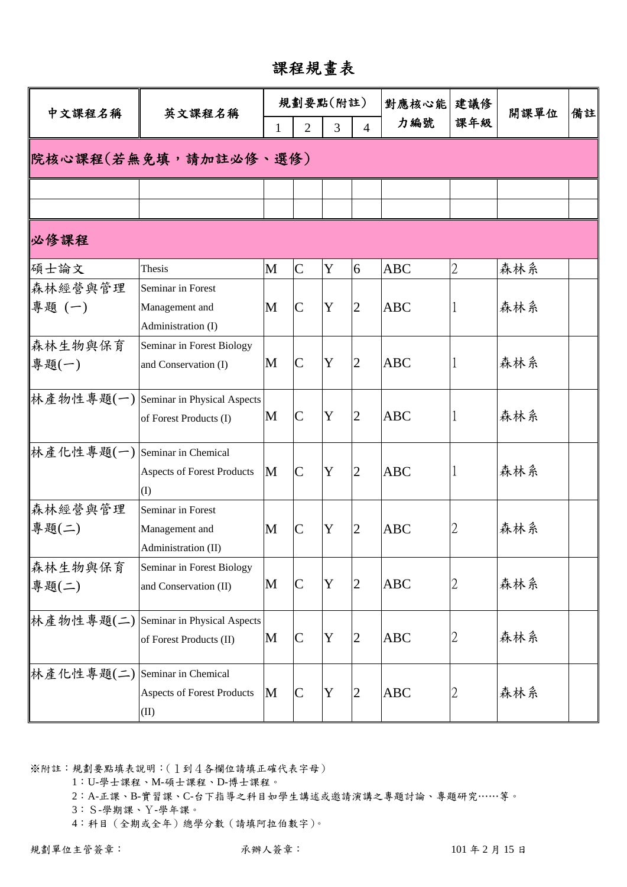# 課程規畫表

| 中文課程名稱 | 英文課程名稱 | 規劃要點(附註) | | | | 對應核心能力編號 | 建議修課年級 | 開課單位 | 備註 |
|---|---|---|---|---|---|---|---|---|---|
| | | 1 | 2 | 3 | 4 | | | | |
| **院核心課程(若無免填,請加註必修、選修)** | | | | | | | | | |
| | | | | | | | | | |
| | | | | | | | | | |
| **必修課程** | | | | | | | | | |
| 碩士論文 | Thesis | M | C | Y | 6 | ABC | 2 | 森林系 | |
| 森林經營與管理專題 (一) | Seminar in Forest Management and Administration (I) | M | C | Y | 2 | ABC | 1 | 森林系 | |
| 森林生物與保育專題(一) | Seminar in Forest Biology and Conservation (I) | M | C | Y | 2 | ABC | 1 | 森林系 | |
| 林產物性專題(一) | Seminar in Physical Aspects of Forest Products (I) | M | C | Y | 2 | ABC | 1 | 森林系 | |
| 林產化性專題(一) | Seminar in Chemical Aspects of Forest Products (I) | M | C | Y | 2 | ABC | 1 | 森林系 | |
| 森林經營與管理專題(二) | Seminar in Forest Management and Administration (II) | M | C | Y | 2 | ABC | 2 | 森林系 | |
| 森林生物與保育專題(二) | Seminar in Forest Biology and Conservation (II) | M | C | Y | 2 | ABC | 2 | 森林系 | |
| 林產物性專題(二) | Seminar in Physical Aspects of Forest Products (II) | M | C | Y | 2 | ABC | 2 | 森林系 | |
| 林產化性專題(二) | Seminar in Chemical Aspects of Forest Products (II) | M | C | Y | 2 | ABC | 2 | 森林系 | |

※附註:規劃要點填表說明:(1到4各欄位請填正確代表字母)

1:U-學士課程、M-碩士課程、D-博士課程。

2:A-正課、B-實習課、C-台下指導之科目如學生講述或邀請演講之專題討論、專題研究……等。

3:S-學期課、Y-學年課。

4:科目(全期或全年)總學分數(請填阿拉伯數字)。

規劃單位主管簽章: 承辦人簽章: 101 年 2 月 15 日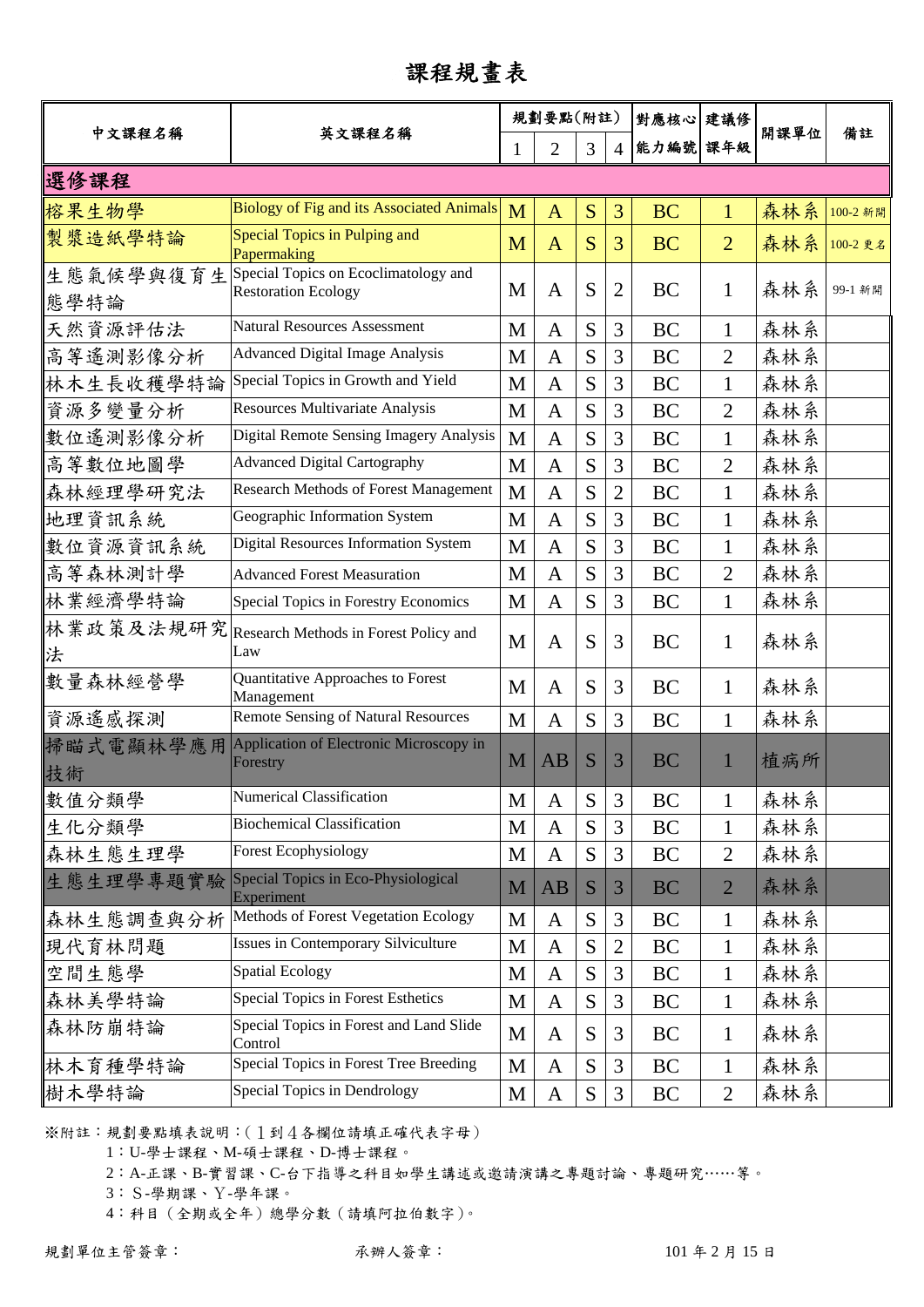# 課程規畫表

| 中文課程名稱 | 英文課程名稱 | 規劃要點(附註) | | | | 對應核心能力編號 | 建議修課年級 | 開課單位 | 備註 |
|---|---|---|---|---|---|---|---|---|---|
| | | 1 | 2 | 3 | 4 | | | | |
| **選修課程** | | | | | | | | | |
| 榕果生物學 | Biology of Fig and its Associated Animals | M | A | S | 3 | BC | 1 | 森林系 | 100-2 新開 |
| 製漿造紙學特論 | Special Topics in Pulping and Papermaking | M | A | S | 3 | BC | 2 | 森林系 | 100-2 更名 |
| 生態氣候學與復育生態學特論 | Special Topics on Ecoclimatology and Restoration Ecology | M | A | S | 2 | BC | 1 | 森林系 | 99-1 新開 |
| 天然資源評估法 | Natural Resources Assessment | M | A | S | 3 | BC | 1 | 森林系 | |
| 高等遙測影像分析 | Advanced Digital Image Analysis | M | A | S | 3 | BC | 2 | 森林系 | |
| 林木生長收穫學特論 | Special Topics in Growth and Yield | M | A | S | 3 | BC | 1 | 森林系 | |
| 資源多變量分析 | Resources Multivariate Analysis | M | A | S | 3 | BC | 2 | 森林系 | |
| 數位遙測影像分析 | Digital Remote Sensing Imagery Analysis | M | A | S | 3 | BC | 1 | 森林系 | |
| 高等數位地圖學 | Advanced Digital Cartography | M | A | S | 3 | BC | 2 | 森林系 | |
| 森林經理學研究法 | Research Methods of Forest Management | M | A | S | 2 | BC | 1 | 森林系 | |
| 地理資訊系統 | Geographic Information System | M | A | S | 3 | BC | 1 | 森林系 | |
| 數位資源資訊系統 | Digital Resources Information System | M | A | S | 3 | BC | 1 | 森林系 | |
| 高等森林測計學 | Advanced Forest Measuration | M | A | S | 3 | BC | 2 | 森林系 | |
| 林業經濟學特論 | Special Topics in Forestry Economics | M | A | S | 3 | BC | 1 | 森林系 | |
| 林業政策及法規研究法 | Research Methods in Forest Policy and Law | M | A | S | 3 | BC | 1 | 森林系 | |
| 數量森林經營學 | Quantitative Approaches to Forest Management | M | A | S | 3 | BC | 1 | 森林系 | |
| 資源遙感探測 | Remote Sensing of Natural Resources | M | A | S | 3 | BC | 1 | 森林系 | |
| 掃瞄式電顯林學應用技術 | Application of Electronic Microscopy in Forestry | M | AB | S | 3 | BC | 1 | 植病所 | |
| 數值分類學 | Numerical Classification | M | A | S | 3 | BC | 1 | 森林系 | |
| 生化分類學 | Biochemical Classification | M | A | S | 3 | BC | 1 | 森林系 | |
| 森林生態生理學 | Forest Ecophysiology | M | A | S | 3 | BC | 2 | 森林系 | |
| 生態生理學專題實驗 | Special Topics in Eco-Physiological Experiment | M | AB | S | 3 | BC | 2 | 森林系 | |
| 森林生態調查與分析 | Methods of Forest Vegetation Ecology | M | A | S | 3 | BC | 1 | 森林系 | |
| 現代育林問題 | Issues in Contemporary Silviculture | M | A | S | 2 | BC | 1 | 森林系 | |
| 空間生態學 | Spatial Ecology | M | A | S | 3 | BC | 1 | 森林系 | |
| 森林美學特論 | Special Topics in Forest Esthetics | M | A | S | 3 | BC | 1 | 森林系 | |
| 森林防崩特論 | Special Topics in Forest and Land Slide Control | M | A | S | 3 | BC | 1 | 森林系 | |
| 林木育種學特論 | Special Topics in Forest Tree Breeding | M | A | S | 3 | BC | 1 | 森林系 | |
| 樹木學特論 | Special Topics in Dendrology | M | A | S | 3 | BC | 2 | 森林系 | |

※附註：規劃要點填表說明：(1到4各欄位請填正確代表字母)

1：U-學士課程、M-碩士課程、D-博士課程。

2：A-正課、B-實習課、C-台下指導之科目如學生講述或邀請演講之專題討論、專題研究……等。

3：S-學期課、Y-學年課。

4：科目(全期或全年)總學分數(請填阿拉伯數字)。

規劃單位主管簽章：　　　　承辦人簽章：　　　　101 年 2 月 15 日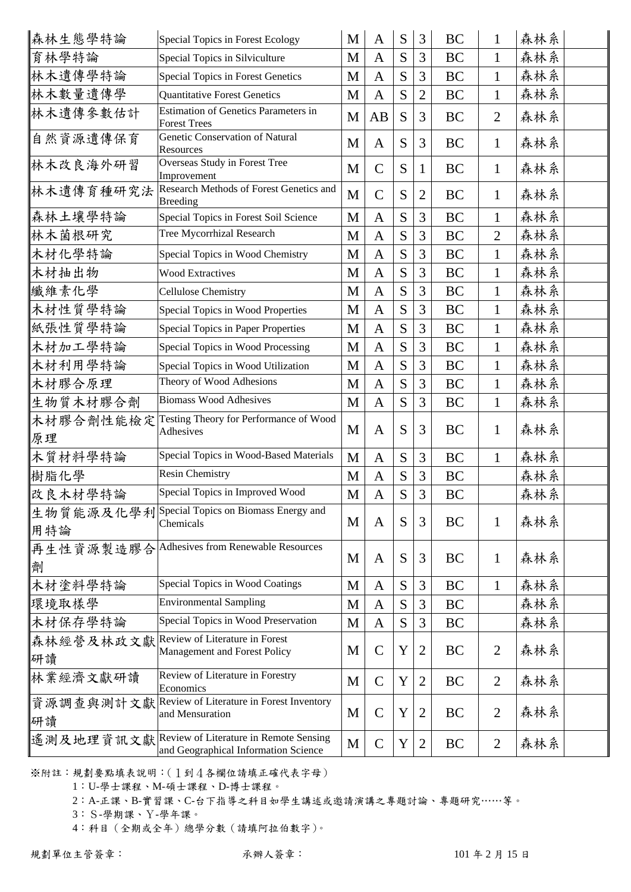| | | | | | | | | |
|---|---|---|---|---|---|---|---|---|
| 森林生態學特論 | Special Topics in Forest Ecology | M | A | S | 3 | BC | 1 | 森林系 | |
| 育林學特論 | Special Topics in Silviculture | M | A | S | 3 | BC | 1 | 森林系 | |
| 林木遺傳學特論 | Special Topics in Forest Genetics | M | A | S | 3 | BC | 1 | 森林系 | |
| 林木數量遺傳學 | Quantitative Forest Genetics | M | A | S | 2 | BC | 1 | 森林系 | |
| 林木遺傳參數估計 | Estimation of Genetics Parameters in Forest Trees | M | AB | S | 3 | BC | 2 | 森林系 | |
| 自然資源遺傳保育 | Genetic Conservation of Natural Resources | M | A | S | 3 | BC | 1 | 森林系 | |
| 林木改良海外研習 | Overseas Study in Forest Tree Improvement | M | C | S | 1 | BC | 1 | 森林系 | |
| 林木遺傳育種研究法 | Research Methods of Forest Genetics and Breeding | M | C | S | 2 | BC | 1 | 森林系 | |
| 森林土壤學特論 | Special Topics in Forest Soil Science | M | A | S | 3 | BC | 1 | 森林系 | |
| 林木菌根研究 | Tree Mycorrhizal Research | M | A | S | 3 | BC | 2 | 森林系 | |
| 木材化學特論 | Special Topics in Wood Chemistry | M | A | S | 3 | BC | 1 | 森林系 | |
| 木材抽出物 | Wood Extractives | M | A | S | 3 | BC | 1 | 森林系 | |
| 纖維素化學 | Cellulose Chemistry | M | A | S | 3 | BC | 1 | 森林系 | |
| 木材性質學特論 | Special Topics in Wood Properties | M | A | S | 3 | BC | 1 | 森林系 | |
| 紙張性質學特論 | Special Topics in Paper Properties | M | A | S | 3 | BC | 1 | 森林系 | |
| 木材加工學特論 | Special Topics in Wood Processing | M | A | S | 3 | BC | 1 | 森林系 | |
| 木材利用學特論 | Special Topics in Wood Utilization | M | A | S | 3 | BC | 1 | 森林系 | |
| 木材膠合原理 | Theory of Wood Adhesions | M | A | S | 3 | BC | 1 | 森林系 | |
| 生物質木材膠合劑 | Biomass Wood Adhesives | M | A | S | 3 | BC | 1 | 森林系 | |
| 木材膠合劑性能檢定原理 | Testing Theory for Performance of Wood Adhesives | M | A | S | 3 | BC | 1 | 森林系 | |
| 木質材料學特論 | Special Topics in Wood-Based Materials | M | A | S | 3 | BC | 1 | 森林系 | |
| 樹脂化學 | Resin Chemistry | M | A | S | 3 | BC | | 森林系 | |
| 改良木材學特論 | Special Topics in Improved Wood | M | A | S | 3 | BC | | 森林系 | |
| 生物質能源及化學利用特論 | Special Topics on Biomass Energy and Chemicals | M | A | S | 3 | BC | 1 | 森林系 | |
| 再生性資源製造膠合劑 | Adhesives from Renewable Resources | M | A | S | 3 | BC | 1 | 森林系 | |
| 木材塗料學特論 | Special Topics in Wood Coatings | M | A | S | 3 | BC | 1 | 森林系 | |
| 環境取樣學 | Environmental Sampling | M | A | S | 3 | BC | | 森林系 | |
| 木材保存學特論 | Special Topics in Wood Preservation | M | A | S | 3 | BC | | 森林系 | |
| 森林經營及林政文獻研讀 | Review of Literature in Forest Management and Forest Policy | M | C | Y | 2 | BC | 2 | 森林系 | |
| 林業經濟文獻研讀 | Review of Literature in Forestry Economics | M | C | Y | 2 | BC | 2 | 森林系 | |
| 資源調查與測計文獻研讀 | Review of Literature in Forest Inventory and Mensuration | M | C | Y | 2 | BC | 2 | 森林系 | |
| 遙測及地理資訊文獻 | Review of Literature in Remote Sensing and Geographical Information Science | M | C | Y | 2 | BC | 2 | 森林系 | |

※附註：規劃要點填表說明：(１到４各欄位請填正確代表字母)

1：U-學士課程、M-碩士課程、D-博士課程。

2：A-正課、B-實習課、C-台下指導之科目如學生講述或邀請演講之專題討論、專題研究……等。

3：S-學期課、Y-學年課。

4：科目（全期或全年）總學分數（請填阿拉伯數字)。

規劃單位主管簽章：　　　　　　承辦人簽章：　　　　　　101 年 2 月 15 日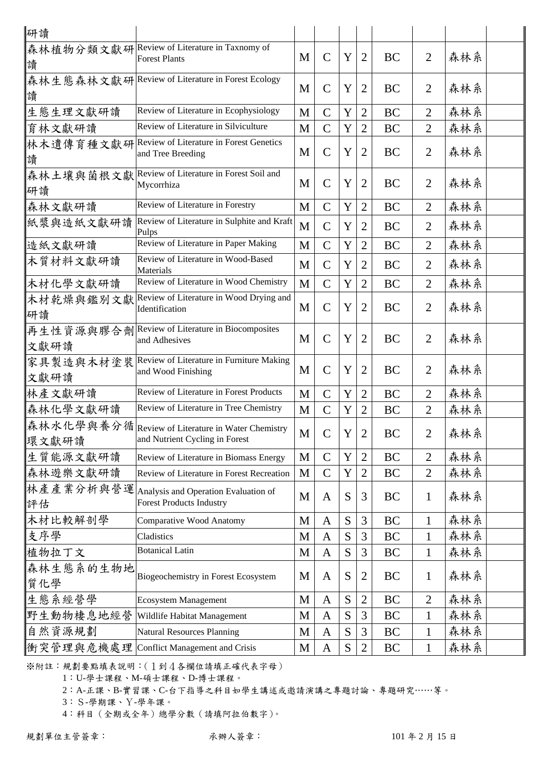| | | | | | | | | | |
|---|---|---|---|---|---|---|---|---|---|
| 研讀 | | | | | | | | | |
| 森林植物分類文獻研讀 | Review of Literature in Taxnomy of Forest Plants | M | C | Y | 2 | BC | 2 | 森林系 | |
| 森林生態森林文獻研讀 | Review of Literature in Forest Ecology | M | C | Y | 2 | BC | 2 | 森林系 | |
| 生態生理文獻研讀 | Review of Literature in Ecophysiology | M | C | Y | 2 | BC | 2 | 森林系 | |
| 育林文獻研讀 | Review of Literature in Silviculture | M | C | Y | 2 | BC | 2 | 森林系 | |
| 林木遺傳育種文獻研讀 | Review of Literature in Forest Genetics and Tree Breeding | M | C | Y | 2 | BC | 2 | 森林系 | |
| 森林土壤與菌根文獻研讀 | Review of Literature in Forest Soil and Mycorrhiza | M | C | Y | 2 | BC | 2 | 森林系 | |
| 森林文獻研讀 | Review of Literature in Forestry | M | C | Y | 2 | BC | 2 | 森林系 | |
| 紙漿與造紙文獻研讀 | Review of Literature in Sulphite and Kraft Pulps | M | C | Y | 2 | BC | 2 | 森林系 | |
| 造紙文獻研讀 | Review of Literature in Paper Making | M | C | Y | 2 | BC | 2 | 森林系 | |
| 木質材料文獻研讀 | Review of Literature in Wood-Based Materials | M | C | Y | 2 | BC | 2 | 森林系 | |
| 木材化學文獻研讀 | Review of Literature in Wood Chemistry | M | C | Y | 2 | BC | 2 | 森林系 | |
| 木材乾燥與鑑別文獻研讀 | Review of Literature in Wood Drying and Identification | M | C | Y | 2 | BC | 2 | 森林系 | |
| 再生性資源與膠合劑文獻研讀 | Review of Literature in Biocomposites and Adhesives | M | C | Y | 2 | BC | 2 | 森林系 | |
| 家具製造與木材塗裝文獻研讀 | Review of Literature in Furniture Making and Wood Finishing | M | C | Y | 2 | BC | 2 | 森林系 | |
| 林產文獻研讀 | Review of Literature in Forest Products | M | C | Y | 2 | BC | 2 | 森林系 | |
| 森林化學文獻研讀 | Review of Literature in Tree Chemistry | M | C | Y | 2 | BC | 2 | 森林系 | |
| 森林水化學與養分循環文獻研讀 | Review of Literature in Water Chemistry and Nutrient Cycling in Forest | M | C | Y | 2 | BC | 2 | 森林系 | |
| 生質能源文獻研讀 | Review of Literature in Biomass Energy | M | C | Y | 2 | BC | 2 | 森林系 | |
| 森林遊樂文獻研讀 | Review of Literature in Forest Recreation | M | C | Y | 2 | BC | 2 | 森林系 | |
| 林產產業分析與營運評估 | Analysis and Operation Evaluation of Forest Products Industry | M | A | S | 3 | BC | 1 | 森林系 | |
| 木材比較解剖學 | Comparative Wood Anatomy | M | A | S | 3 | BC | 1 | 森林系 | |
| 支序學 | Cladistics | M | A | S | 3 | BC | 1 | 森林系 | |
| 植物拉丁文 | Botanical Latin | M | A | S | 3 | BC | 1 | 森林系 | |
| 森林生態系的生物地質化學 | Biogeochemistry in Forest Ecosystem | M | A | S | 2 | BC | 1 | 森林系 | |
| 生態系經營學 | Ecosystem Management | M | A | S | 2 | BC | 2 | 森林系 | |
| 野生動物棲息地經營 | Wildlife Habitat Management | M | A | S | 3 | BC | 1 | 森林系 | |
| 自然資源規劃 | Natural Resources Planning | M | A | S | 3 | BC | 1 | 森林系 | |
| 衝突管理與危機處理 | Conflict Management and Crisis | M | A | S | 2 | BC | 1 | 森林系 | |

※附註：規劃要點填表說明：(１到４各欄位請填正確代表字母)

1：U-學士課程、M-碩士課程、D-博士課程。

2：A-正課、B-實習課、C-台下指導之科目如學生講述或邀請演講之專題討論、專題研究……等。

3：Ｓ-學期課、Ｙ-學年課。

4：科目（全期或全年）總學分數（請填阿拉伯數字)。

規劃單位主管簽章：　　　　　承辦人簽章：　　　　　101 年 2 月 15 日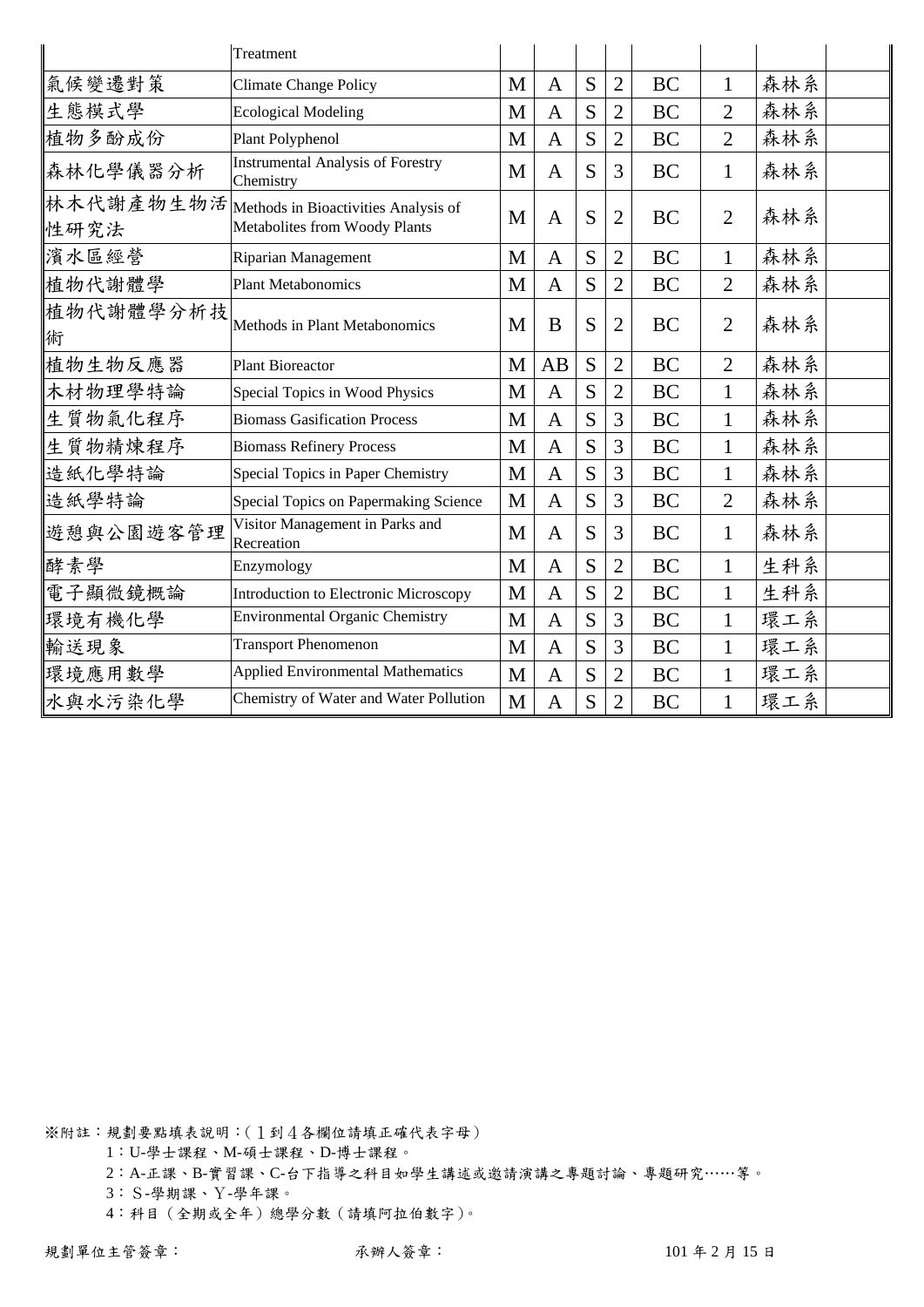| | | | | | | | | | |
|---|---|---|---|---|---|---|---|---|---|
| | Treatment | | | | | | | | |
| 氣候變遷對策 | Climate Change Policy | M | A | S | 2 | BC | 1 | 森林系 | |
| 生態模式學 | Ecological Modeling | M | A | S | 2 | BC | 2 | 森林系 | |
| 植物多酚成份 | Plant Polyphenol | M | A | S | 2 | BC | 2 | 森林系 | |
| 森林化學儀器分析 | Instrumental Analysis of Forestry Chemistry | M | A | S | 3 | BC | 1 | 森林系 | |
| 林木代謝產物生物活性研究法 | Methods in Bioactivities Analysis of Metabolites from Woody Plants | M | A | S | 2 | BC | 2 | 森林系 | |
| 濱水區經營 | Riparian Management | M | A | S | 2 | BC | 1 | 森林系 | |
| 植物代謝體學 | Plant Metabonomics | M | A | S | 2 | BC | 2 | 森林系 | |
| 植物代謝體學分析技術 | Methods in Plant Metabonomics | M | B | S | 2 | BC | 2 | 森林系 | |
| 植物生物反應器 | Plant Bioreactor | M | AB | S | 2 | BC | 2 | 森林系 | |
| 木材物理學特論 | Special Topics in Wood Physics | M | A | S | 2 | BC | 1 | 森林系 | |
| 生質物氣化程序 | Biomass Gasification Process | M | A | S | 3 | BC | 1 | 森林系 | |
| 生質物精煉程序 | Biomass Refinery Process | M | A | S | 3 | BC | 1 | 森林系 | |
| 造紙化學特論 | Special Topics in Paper Chemistry | M | A | S | 3 | BC | 1 | 森林系 | |
| 造紙學特論 | Special Topics on Papermaking Science | M | A | S | 3 | BC | 2 | 森林系 | |
| 遊憩與公園遊客管理 | Visitor Management in Parks and Recreation | M | A | S | 3 | BC | 1 | 森林系 | |
| 酵素學 | Enzymology | M | A | S | 2 | BC | 1 | 生科系 | |
| 電子顯微鏡概論 | Introduction to Electronic Microscopy | M | A | S | 2 | BC | 1 | 生科系 | |
| 環境有機化學 | Environmental Organic Chemistry | M | A | S | 3 | BC | 1 | 環工系 | |
| 輸送現象 | Transport Phenomenon | M | A | S | 3 | BC | 1 | 環工系 | |
| 環境應用數學 | Applied Environmental Mathematics | M | A | S | 2 | BC | 1 | 環工系 | |
| 水與水污染化學 | Chemistry of Water and Water Pollution | M | A | S | 2 | BC | 1 | 環工系 | |

※附註：規劃要點填表說明：(１到４各欄位請填正確代表字母)

1：U-學士課程、M-碩士課程、D-博士課程。

2：A-正課、B-實習課、C-台下指導之科目如學生講述或邀請演講之專題討論、專題研究……等。

3：Ｓ-學期課、Ｙ-學年課。

4：科目（全期或全年）總學分數（請填阿拉伯數字)。

規劃單位主管簽章： 承辦人簽章： 101 年 2 月 15 日